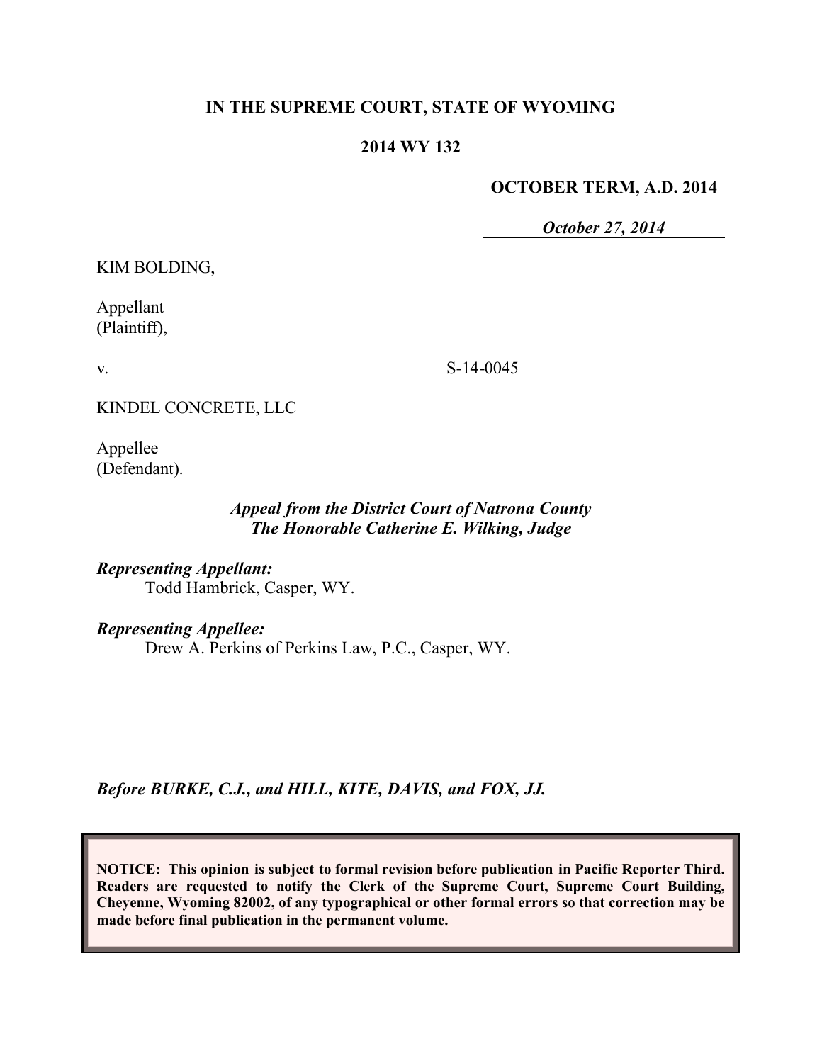**IN THE SUPREME COURT, STATE OF WYOMING**

**2014 WY 132**

**OCTOBER TERM, A.D. 2014**

***October 27, 2014***

KIM BOLDING,

Appellant
(Plaintiff),

v.

KINDEL CONCRETE, LLC

Appellee
(Defendant).

S-14-0045

*Appeal from the District Court of Natrona County*
*The Honorable Catherine E. Wilking, Judge*

***Representing Appellant:***
Todd Hambrick, Casper, WY.

***Representing Appellee:***
Drew A. Perkins of Perkins Law, P.C., Casper, WY.

*Before BURKE, C.J., and HILL, KITE, DAVIS, and FOX, JJ.*

**NOTICE: This opinion is subject to formal revision before publication in Pacific Reporter Third. Readers are requested to notify the Clerk of the Supreme Court, Supreme Court Building, Cheyenne, Wyoming 82002, of any typographical or other formal errors so that correction may be made before final publication in the permanent volume.**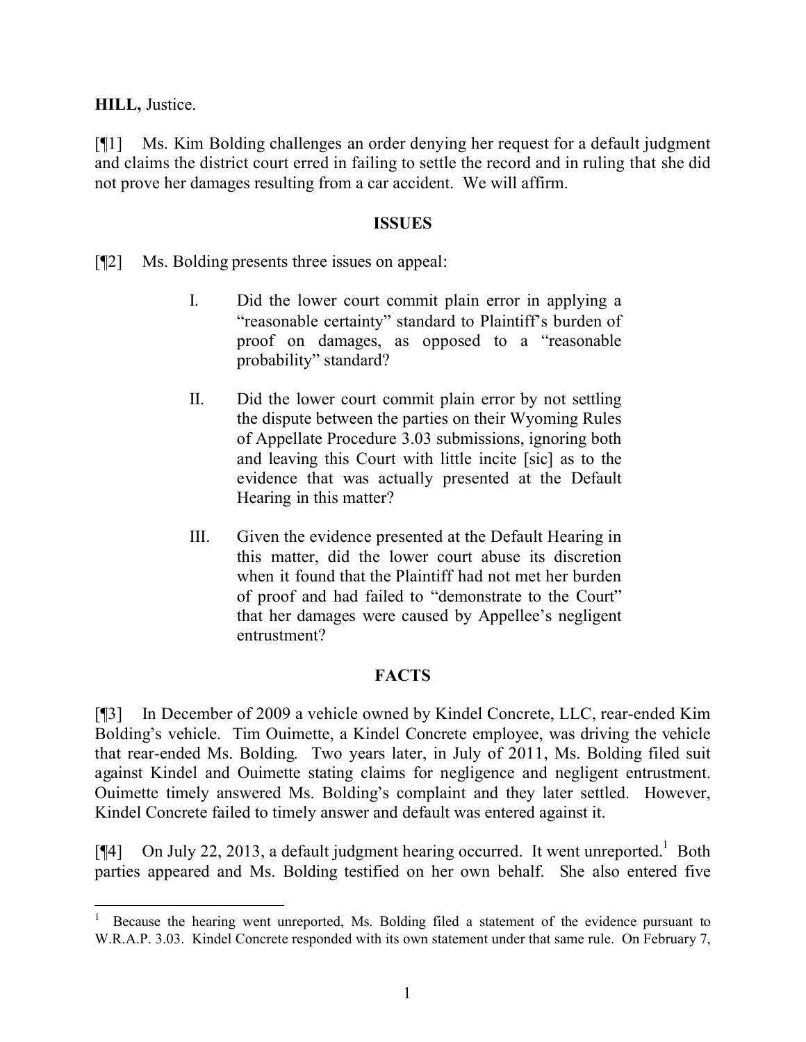**HILL,** Justice.

[¶1] Ms. Kim Bolding challenges an order denying her request for a default judgment and claims the district court erred in failing to settle the record and in ruling that she did not prove her damages resulting from a car accident. We will affirm.

## ISSUES

[¶2] Ms. Bolding presents three issues on appeal:

> I. Did the lower court commit plain error in applying a "reasonable certainty" standard to Plaintiff's burden of proof on damages, as opposed to a "reasonable probability" standard?
>
> II. Did the lower court commit plain error by not settling the dispute between the parties on their Wyoming Rules of Appellate Procedure 3.03 submissions, ignoring both and leaving this Court with little incite [sic] as to the evidence that was actually presented at the Default Hearing in this matter?
>
> III. Given the evidence presented at the Default Hearing in this matter, did the lower court abuse its discretion when it found that the Plaintiff had not met her burden of proof and had failed to "demonstrate to the Court" that her damages were caused by Appellee's negligent entrustment?

## FACTS

[¶3] In December of 2009 a vehicle owned by Kindel Concrete, LLC, rear-ended Kim Bolding's vehicle. Tim Ouimette, a Kindel Concrete employee, was driving the vehicle that rear-ended Ms. Bolding. Two years later, in July of 2011, Ms. Bolding filed suit against Kindel and Ouimette stating claims for negligence and negligent entrustment. Ouimette timely answered Ms. Bolding's complaint and they later settled. However, Kindel Concrete failed to timely answer and default was entered against it.

[¶4] On July 22, 2013, a default judgment hearing occurred. It went unreported.[1] Both parties appeared and Ms. Bolding testified on her own behalf. She also entered five

---

[1] Because the hearing went unreported, Ms. Bolding filed a statement of the evidence pursuant to W.R.A.P. 3.03. Kindel Concrete responded with its own statement under that same rule. On February 7,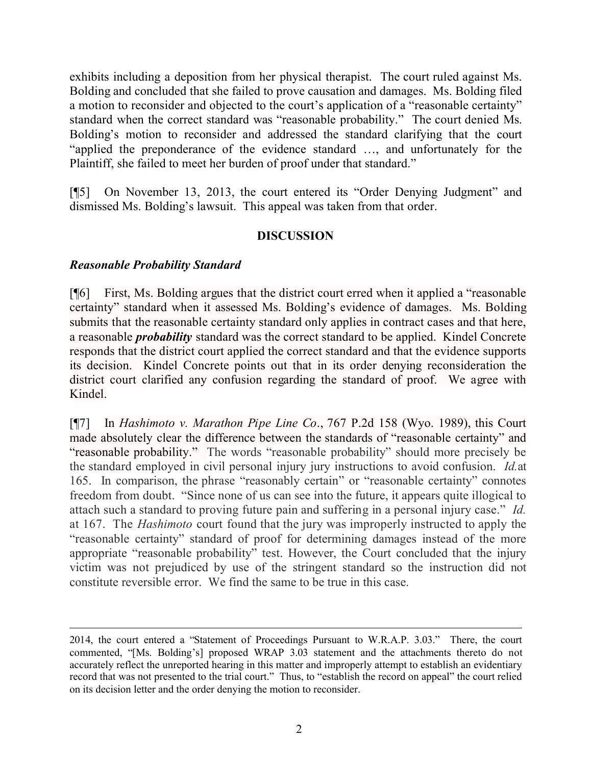exhibits including a deposition from her physical therapist. The court ruled against Ms. Bolding and concluded that she failed to prove causation and damages. Ms. Bolding filed a motion to reconsider and objected to the court's application of a "reasonable certainty" standard when the correct standard was "reasonable probability." The court denied Ms. Bolding's motion to reconsider and addressed the standard clarifying that the court "applied the preponderance of the evidence standard …, and unfortunately for the Plaintiff, she failed to meet her burden of proof under that standard."

[¶5] On November 13, 2013, the court entered its "Order Denying Judgment" and dismissed Ms. Bolding's lawsuit. This appeal was taken from that order.

## DISCUSSION

### *Reasonable Probability Standard*

[¶6] First, Ms. Bolding argues that the district court erred when it applied a "reasonable certainty" standard when it assessed Ms. Bolding's evidence of damages. Ms. Bolding submits that the reasonable certainty standard only applies in contract cases and that here, a reasonable ***probability*** standard was the correct standard to be applied. Kindel Concrete responds that the district court applied the correct standard and that the evidence supports its decision. Kindel Concrete points out that in its order denying reconsideration the district court clarified any confusion regarding the standard of proof. We agree with Kindel.

[¶7] In *Hashimoto v. Marathon Pipe Line Co*., 767 P.2d 158 (Wyo. 1989), this Court made absolutely clear the difference between the standards of "reasonable certainty" and "reasonable probability." The words "reasonable probability" should more precisely be the standard employed in civil personal injury jury instructions to avoid confusion. *Id.* at 165. In comparison, the phrase "reasonably certain" or "reasonable certainty" connotes freedom from doubt. "Since none of us can see into the future, it appears quite illogical to attach such a standard to proving future pain and suffering in a personal injury case." *Id.* at 167. The *Hashimoto* court found that the jury was improperly instructed to apply the "reasonable certainty" standard of proof for determining damages instead of the more appropriate "reasonable probability" test. However, the Court concluded that the injury victim was not prejudiced by use of the stringent standard so the instruction did not constitute reversible error. We find the same to be true in this case.

---

2014, the court entered a "Statement of Proceedings Pursuant to W.R.A.P. 3.03." There, the court commented, "[Ms. Bolding's] proposed WRAP 3.03 statement and the attachments thereto do not accurately reflect the unreported hearing in this matter and improperly attempt to establish an evidentiary record that was not presented to the trial court." Thus, to "establish the record on appeal" the court relied on its decision letter and the order denying the motion to reconsider.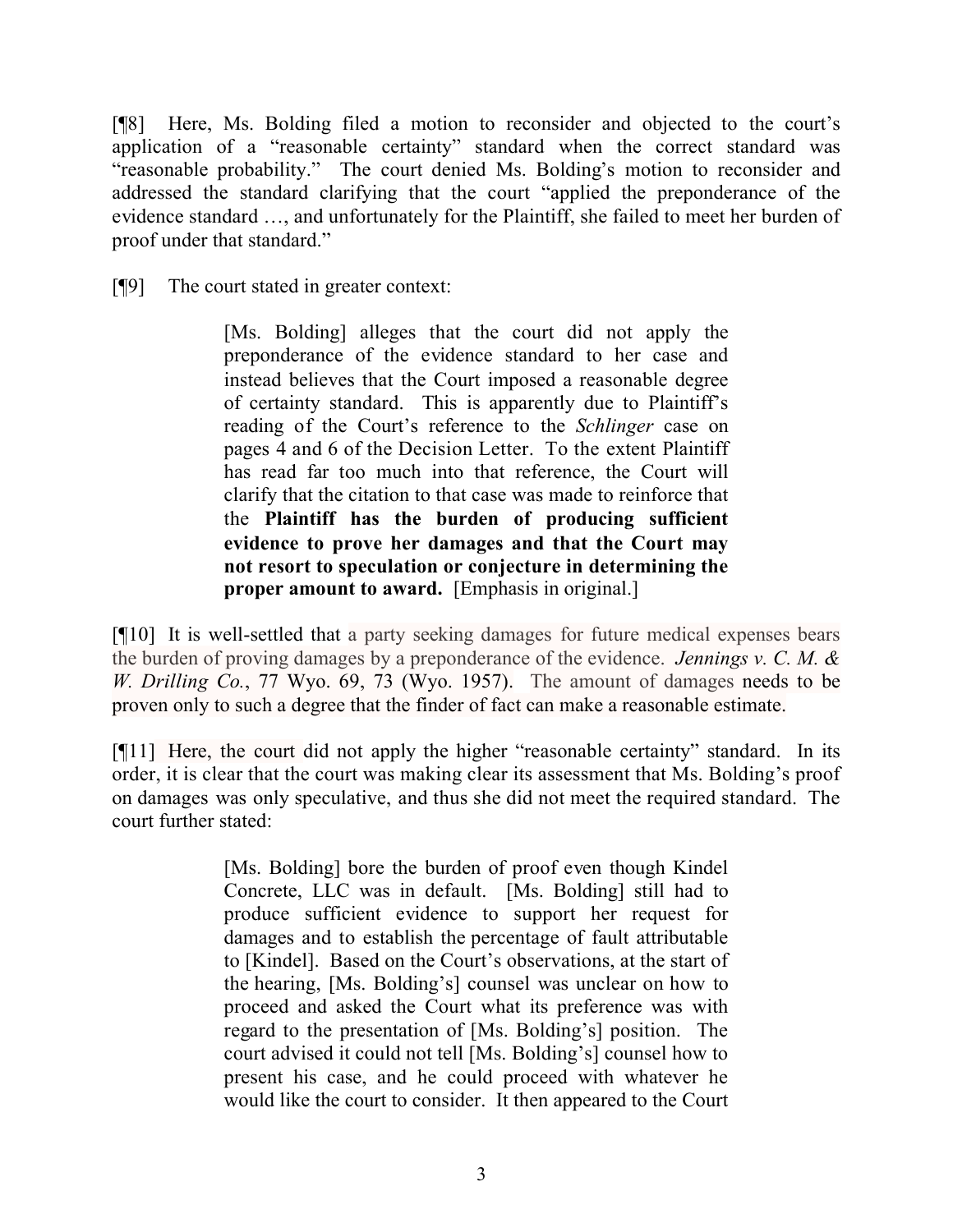[¶8] Here, Ms. Bolding filed a motion to reconsider and objected to the court's application of a "reasonable certainty" standard when the correct standard was "reasonable probability." The court denied Ms. Bolding's motion to reconsider and addressed the standard clarifying that the court "applied the preponderance of the evidence standard …, and unfortunately for the Plaintiff, she failed to meet her burden of proof under that standard."

[¶9] The court stated in greater context:

> [Ms. Bolding] alleges that the court did not apply the preponderance of the evidence standard to her case and instead believes that the Court imposed a reasonable degree of certainty standard. This is apparently due to Plaintiff's reading of the Court's reference to the *Schlinger* case on pages 4 and 6 of the Decision Letter. To the extent Plaintiff has read far too much into that reference, the Court will clarify that the citation to that case was made to reinforce that the **Plaintiff has the burden of producing sufficient evidence to prove her damages and that the Court may not resort to speculation or conjecture in determining the proper amount to award.** [Emphasis in original.]

[¶10] It is well-settled that a party seeking damages for future medical expenses bears the burden of proving damages by a preponderance of the evidence. *Jennings v. C. M. & W. Drilling Co.*, 77 Wyo. 69, 73 (Wyo. 1957). The amount of damages needs to be proven only to such a degree that the finder of fact can make a reasonable estimate.

[¶11] Here, the court did not apply the higher "reasonable certainty" standard. In its order, it is clear that the court was making clear its assessment that Ms. Bolding's proof on damages was only speculative, and thus she did not meet the required standard. The court further stated:

> [Ms. Bolding] bore the burden of proof even though Kindel Concrete, LLC was in default. [Ms. Bolding] still had to produce sufficient evidence to support her request for damages and to establish the percentage of fault attributable to [Kindel]. Based on the Court's observations, at the start of the hearing, [Ms. Bolding's] counsel was unclear on how to proceed and asked the Court what its preference was with regard to the presentation of [Ms. Bolding's] position. The court advised it could not tell [Ms. Bolding's] counsel how to present his case, and he could proceed with whatever he would like the court to consider. It then appeared to the Court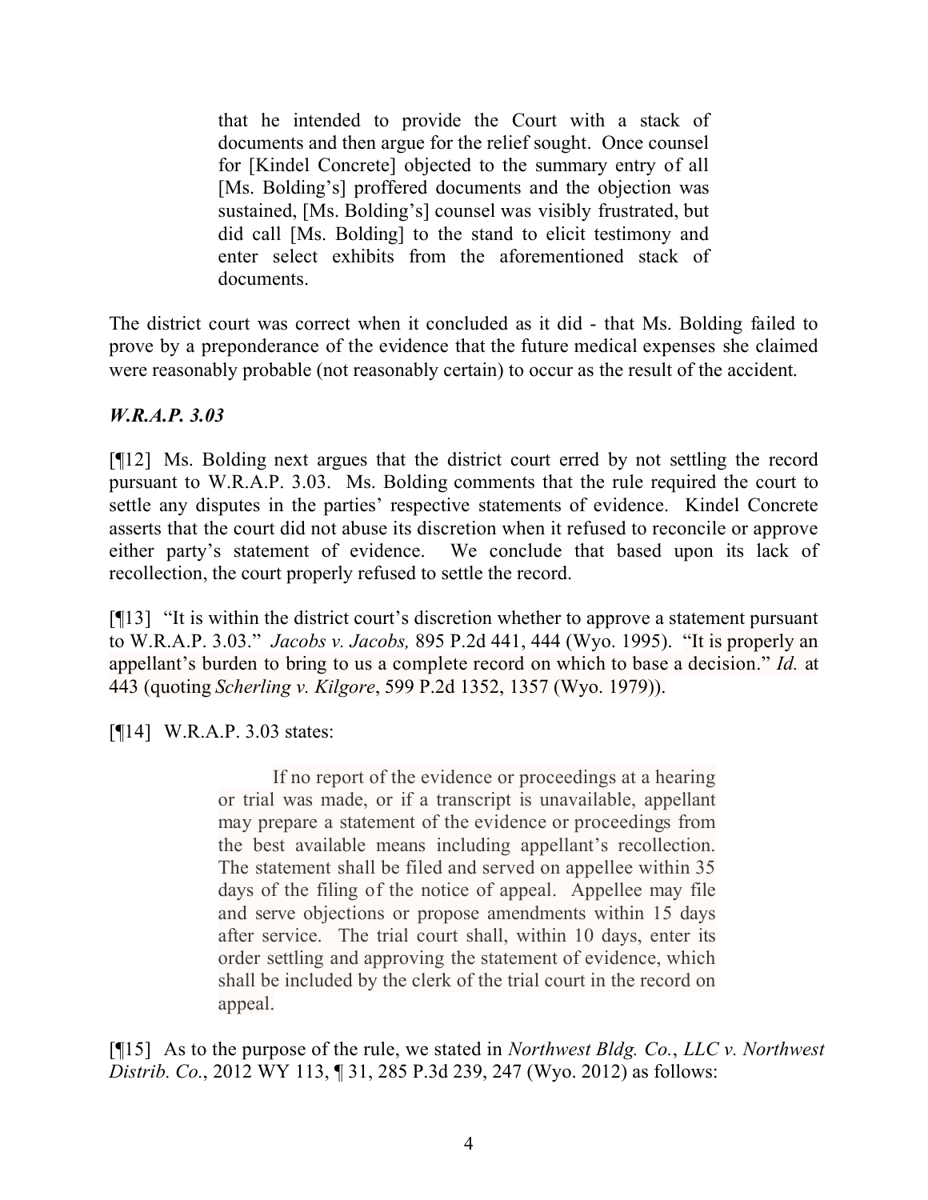> that he intended to provide the Court with a stack of documents and then argue for the relief sought. Once counsel for [Kindel Concrete] objected to the summary entry of all [Ms. Bolding's] proffered documents and the objection was sustained, [Ms. Bolding's] counsel was visibly frustrated, but did call [Ms. Bolding] to the stand to elicit testimony and enter select exhibits from the aforementioned stack of documents.

The district court was correct when it concluded as it did - that Ms. Bolding failed to prove by a preponderance of the evidence that the future medical expenses she claimed were reasonably probable (not reasonably certain) to occur as the result of the accident.

### *W.R.A.P. 3.03*

[¶12] Ms. Bolding next argues that the district court erred by not settling the record pursuant to W.R.A.P. 3.03. Ms. Bolding comments that the rule required the court to settle any disputes in the parties' respective statements of evidence. Kindel Concrete asserts that the court did not abuse its discretion when it refused to reconcile or approve either party's statement of evidence. We conclude that based upon its lack of recollection, the court properly refused to settle the record.

[¶13] "It is within the district court's discretion whether to approve a statement pursuant to W.R.A.P. 3.03." *Jacobs v. Jacobs,* 895 P.2d 441, 444 (Wyo. 1995). "It is properly an appellant's burden to bring to us a complete record on which to base a decision." *Id.* at 443 (quoting *Scherling v. Kilgore*, 599 P.2d 1352, 1357 (Wyo. 1979)).

[¶14] W.R.A.P. 3.03 states:

> If no report of the evidence or proceedings at a hearing or trial was made, or if a transcript is unavailable, appellant may prepare a statement of the evidence or proceedings from the best available means including appellant's recollection. The statement shall be filed and served on appellee within 35 days of the filing of the notice of appeal. Appellee may file and serve objections or propose amendments within 15 days after service. The trial court shall, within 10 days, enter its order settling and approving the statement of evidence, which shall be included by the clerk of the trial court in the record on appeal.

[¶15] As to the purpose of the rule, we stated in *Northwest Bldg. Co.*, *LLC v. Northwest Distrib. Co.*, 2012 WY 113, ¶ 31, 285 P.3d 239, 247 (Wyo. 2012) as follows: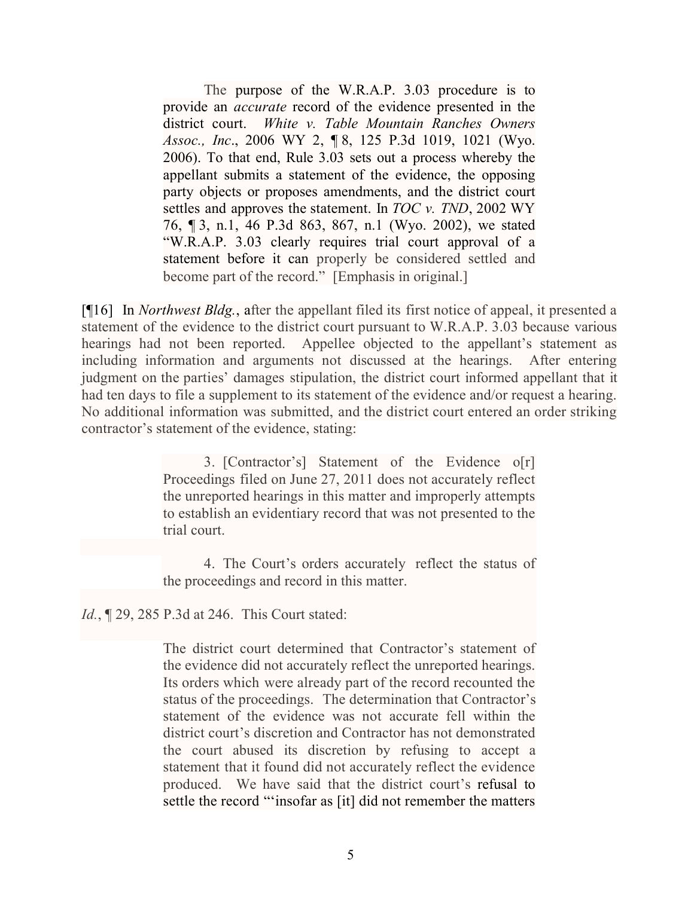> The purpose of the W.R.A.P. 3.03 procedure is to provide an *accurate* record of the evidence presented in the district court. *White v. Table Mountain Ranches Owners Assoc., Inc*., 2006 WY 2, ¶ 8, 125 P.3d 1019, 1021 (Wyo. 2006). To that end, Rule 3.03 sets out a process whereby the appellant submits a statement of the evidence, the opposing party objects or proposes amendments, and the district court settles and approves the statement. In *TOC v. TND*, 2002 WY 76, ¶ 3, n.1, 46 P.3d 863, 867, n.1 (Wyo. 2002), we stated "W.R.A.P. 3.03 clearly requires trial court approval of a statement before it can properly be considered settled and become part of the record." [Emphasis in original.]

[¶16] In *Northwest Bldg.*, after the appellant filed its first notice of appeal, it presented a statement of the evidence to the district court pursuant to W.R.A.P. 3.03 because various hearings had not been reported. Appellee objected to the appellant's statement as including information and arguments not discussed at the hearings. After entering judgment on the parties' damages stipulation, the district court informed appellant that it had ten days to file a supplement to its statement of the evidence and/or request a hearing. No additional information was submitted, and the district court entered an order striking contractor's statement of the evidence, stating:

> 3. [Contractor's] Statement of the Evidence o[r] Proceedings filed on June 27, 2011 does not accurately reflect the unreported hearings in this matter and improperly attempts to establish an evidentiary record that was not presented to the trial court.
>
> 4. The Court's orders accurately reflect the status of the proceedings and record in this matter.

*Id.*, ¶ 29, 285 P.3d at 246. This Court stated:

> The district court determined that Contractor's statement of the evidence did not accurately reflect the unreported hearings. Its orders which were already part of the record recounted the status of the proceedings. The determination that Contractor's statement of the evidence was not accurate fell within the district court's discretion and Contractor has not demonstrated the court abused its discretion by refusing to accept a statement that it found did not accurately reflect the evidence produced. We have said that the district court's refusal to settle the record "'insofar as [it] did not remember the matters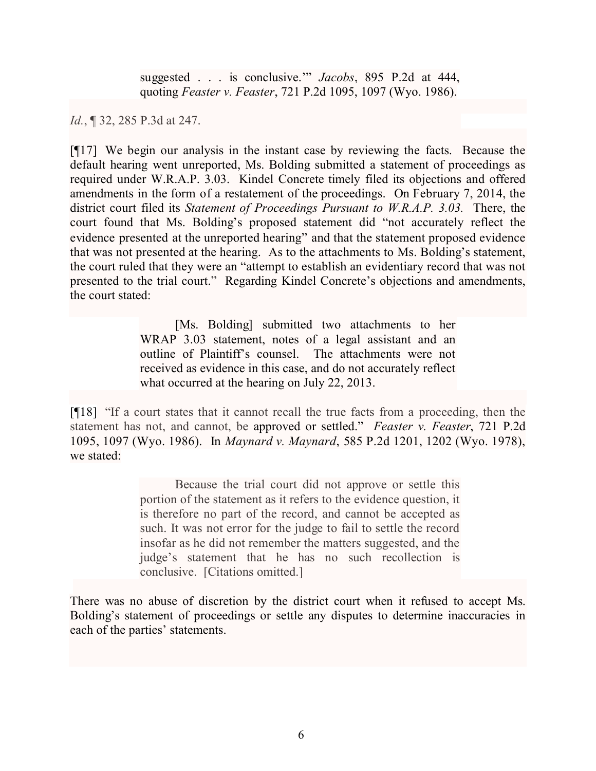> suggested . . . is conclusive.'" *Jacobs*, 895 P.2d at 444, quoting *Feaster v. Feaster*, 721 P.2d 1095, 1097 (Wyo. 1986).

*Id.*, ¶ 32, 285 P.3d at 247.

[¶17] We begin our analysis in the instant case by reviewing the facts. Because the default hearing went unreported, Ms. Bolding submitted a statement of proceedings as required under W.R.A.P. 3.03. Kindel Concrete timely filed its objections and offered amendments in the form of a restatement of the proceedings. On February 7, 2014, the district court filed its *Statement of Proceedings Pursuant to W.R.A.P. 3.03.* There, the court found that Ms. Bolding's proposed statement did "not accurately reflect the evidence presented at the unreported hearing" and that the statement proposed evidence that was not presented at the hearing. As to the attachments to Ms. Bolding's statement, the court ruled that they were an "attempt to establish an evidentiary record that was not presented to the trial court." Regarding Kindel Concrete's objections and amendments, the court stated:

> [Ms. Bolding] submitted two attachments to her WRAP 3.03 statement, notes of a legal assistant and an outline of Plaintiff's counsel. The attachments were not received as evidence in this case, and do not accurately reflect what occurred at the hearing on July 22, 2013.

[¶18] "If a court states that it cannot recall the true facts from a proceeding, then the statement has not, and cannot, be approved or settled." *Feaster v. Feaster*, 721 P.2d 1095, 1097 (Wyo. 1986). In *Maynard v. Maynard*, 585 P.2d 1201, 1202 (Wyo. 1978), we stated:

> Because the trial court did not approve or settle this portion of the statement as it refers to the evidence question, it is therefore no part of the record, and cannot be accepted as such. It was not error for the judge to fail to settle the record insofar as he did not remember the matters suggested, and the judge's statement that he has no such recollection is conclusive. [Citations omitted.]

There was no abuse of discretion by the district court when it refused to accept Ms. Bolding's statement of proceedings or settle any disputes to determine inaccuracies in each of the parties' statements.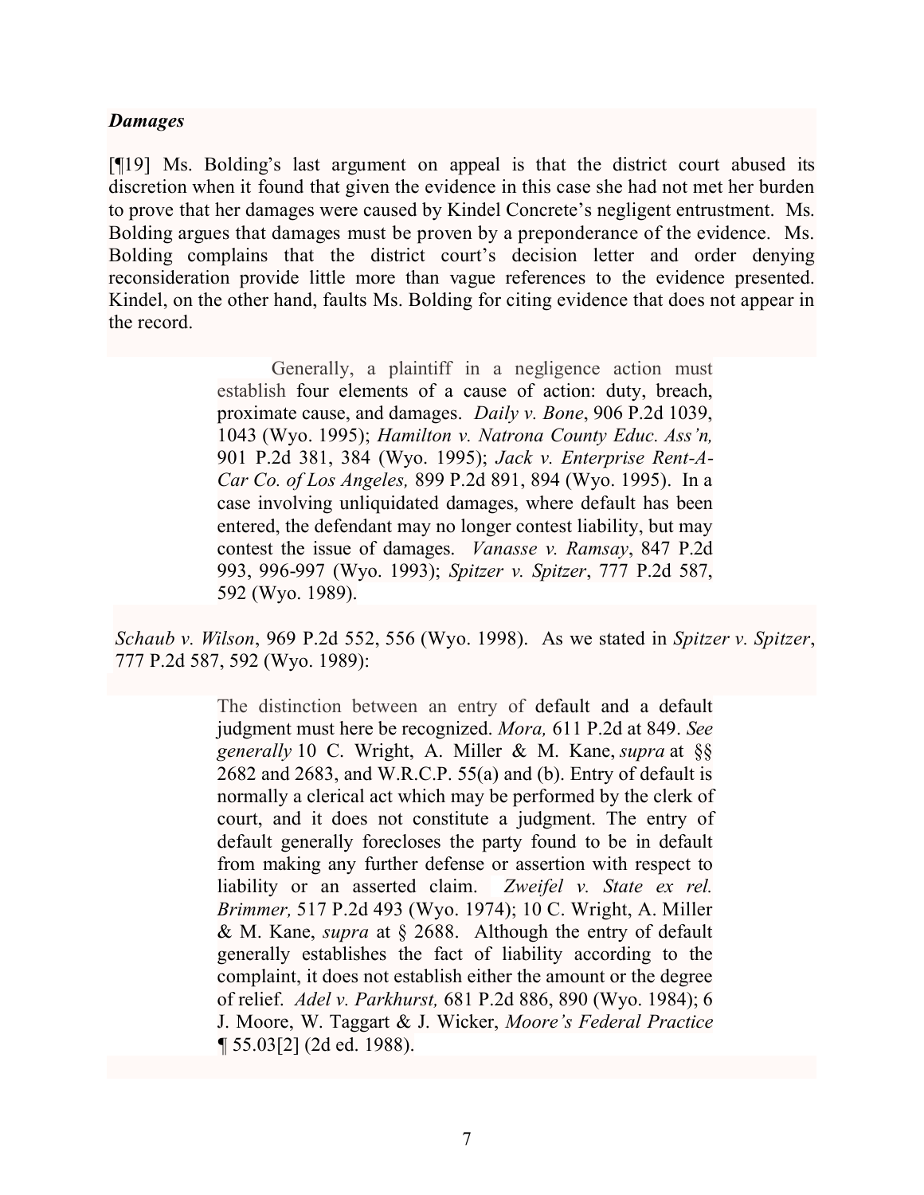### *Damages*

[¶19] Ms. Bolding's last argument on appeal is that the district court abused its discretion when it found that given the evidence in this case she had not met her burden to prove that her damages were caused by Kindel Concrete's negligent entrustment. Ms. Bolding argues that damages must be proven by a preponderance of the evidence. Ms. Bolding complains that the district court's decision letter and order denying reconsideration provide little more than vague references to the evidence presented. Kindel, on the other hand, faults Ms. Bolding for citing evidence that does not appear in the record.

> Generally, a plaintiff in a negligence action must establish four elements of a cause of action: duty, breach, proximate cause, and damages. *Daily v. Bone*, 906 P.2d 1039, 1043 (Wyo. 1995); *Hamilton v. Natrona County Educ. Ass'n,* 901 P.2d 381, 384 (Wyo. 1995); *Jack v. Enterprise Rent-A-Car Co. of Los Angeles,* 899 P.2d 891, 894 (Wyo. 1995). In a case involving unliquidated damages, where default has been entered, the defendant may no longer contest liability, but may contest the issue of damages. *Vanasse v. Ramsay*, 847 P.2d 993, 996-997 (Wyo. 1993); *Spitzer v. Spitzer*, 777 P.2d 587, 592 (Wyo. 1989).

*Schaub v. Wilson*, 969 P.2d 552, 556 (Wyo. 1998). As we stated in *Spitzer v. Spitzer*, 777 P.2d 587, 592 (Wyo. 1989):

> The distinction between an entry of default and a default judgment must here be recognized. *Mora,* 611 P.2d at 849. *See generally* 10 C. Wright, A. Miller & M. Kane, *supra* at §§ 2682 and 2683, and W.R.C.P. 55(a) and (b). Entry of default is normally a clerical act which may be performed by the clerk of court, and it does not constitute a judgment. The entry of default generally forecloses the party found to be in default from making any further defense or assertion with respect to liability or an asserted claim. *Zweifel v. State ex rel. Brimmer,* 517 P.2d 493 (Wyo. 1974); 10 C. Wright, A. Miller & M. Kane, *supra* at § 2688. Although the entry of default generally establishes the fact of liability according to the complaint, it does not establish either the amount or the degree of relief. *Adel v. Parkhurst,* 681 P.2d 886, 890 (Wyo. 1984); 6 J. Moore, W. Taggart & J. Wicker, *Moore's Federal Practice* ¶ 55.03[2] (2d ed. 1988).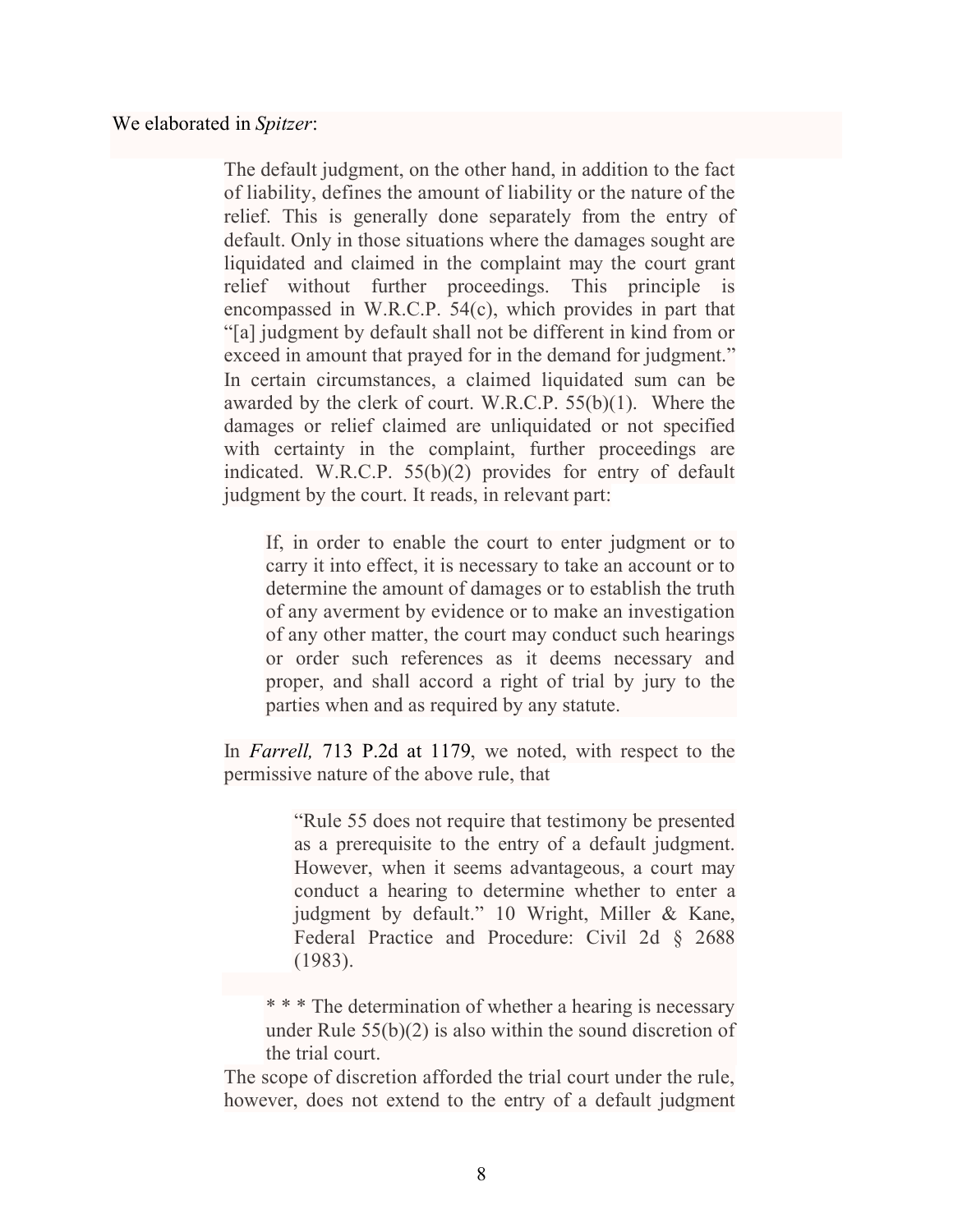We elaborated in *Spitzer*:

> The default judgment, on the other hand, in addition to the fact of liability, defines the amount of liability or the nature of the relief. This is generally done separately from the entry of default. Only in those situations where the damages sought are liquidated and claimed in the complaint may the court grant relief without further proceedings. This principle is encompassed in W.R.C.P. 54(c), which provides in part that "[a] judgment by default shall not be different in kind from or exceed in amount that prayed for in the demand for judgment." In certain circumstances, a claimed liquidated sum can be awarded by the clerk of court. W.R.C.P. 55(b)(1). Where the damages or relief claimed are unliquidated or not specified with certainty in the complaint, further proceedings are indicated. W.R.C.P. 55(b)(2) provides for entry of default judgment by the court. It reads, in relevant part:
>
> > If, in order to enable the court to enter judgment or to carry it into effect, it is necessary to take an account or to determine the amount of damages or to establish the truth of any averment by evidence or to make an investigation of any other matter, the court may conduct such hearings or order such references as it deems necessary and proper, and shall accord a right of trial by jury to the parties when and as required by any statute.
>
> In *Farrell,* 713 P.2d at 1179, we noted, with respect to the permissive nature of the above rule, that
>
> > "Rule 55 does not require that testimony be presented as a prerequisite to the entry of a default judgment. However, when it seems advantageous, a court may conduct a hearing to determine whether to enter a judgment by default." 10 Wright, Miller & Kane, Federal Practice and Procedure: Civil 2d § 2688 (1983).
>
> > * * * The determination of whether a hearing is necessary under Rule 55(b)(2) is also within the sound discretion of the trial court.
>
> The scope of discretion afforded the trial court under the rule, however, does not extend to the entry of a default judgment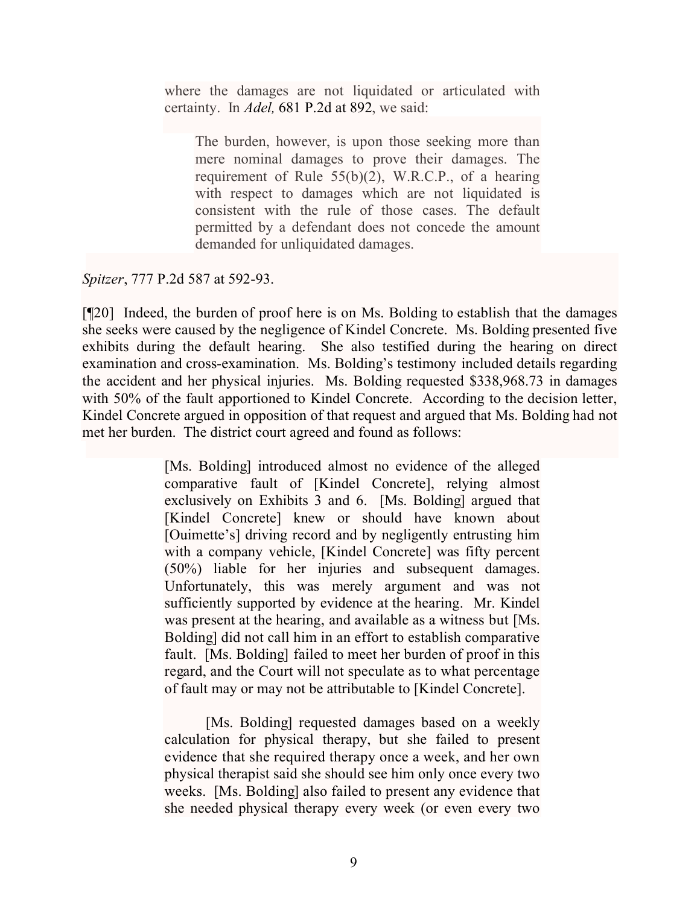> where the damages are not liquidated or articulated with certainty. In *Adel,* 681 P.2d at 892, we said:
>
> > The burden, however, is upon those seeking more than mere nominal damages to prove their damages. The requirement of Rule 55(b)(2), W.R.C.P., of a hearing with respect to damages which are not liquidated is consistent with the rule of those cases. The default permitted by a defendant does not concede the amount demanded for unliquidated damages.

*Spitzer*, 777 P.2d 587 at 592-93.

[¶20] Indeed, the burden of proof here is on Ms. Bolding to establish that the damages she seeks were caused by the negligence of Kindel Concrete. Ms. Bolding presented five exhibits during the default hearing. She also testified during the hearing on direct examination and cross-examination. Ms. Bolding's testimony included details regarding the accident and her physical injuries. Ms. Bolding requested $338,968.73 in damages with 50% of the fault apportioned to Kindel Concrete. According to the decision letter, Kindel Concrete argued in opposition of that request and argued that Ms. Bolding had not met her burden. The district court agreed and found as follows:

> [Ms. Bolding] introduced almost no evidence of the alleged comparative fault of [Kindel Concrete], relying almost exclusively on Exhibits 3 and 6. [Ms. Bolding] argued that [Kindel Concrete] knew or should have known about [Ouimette's] driving record and by negligently entrusting him with a company vehicle, [Kindel Concrete] was fifty percent (50%) liable for her injuries and subsequent damages. Unfortunately, this was merely argument and was not sufficiently supported by evidence at the hearing. Mr. Kindel was present at the hearing, and available as a witness but [Ms. Bolding] did not call him in an effort to establish comparative fault. [Ms. Bolding] failed to meet her burden of proof in this regard, and the Court will not speculate as to what percentage of fault may or may not be attributable to [Kindel Concrete].
>
> [Ms. Bolding] requested damages based on a weekly calculation for physical therapy, but she failed to present evidence that she required therapy once a week, and her own physical therapist said she should see him only once every two weeks. [Ms. Bolding] also failed to present any evidence that she needed physical therapy every week (or even every two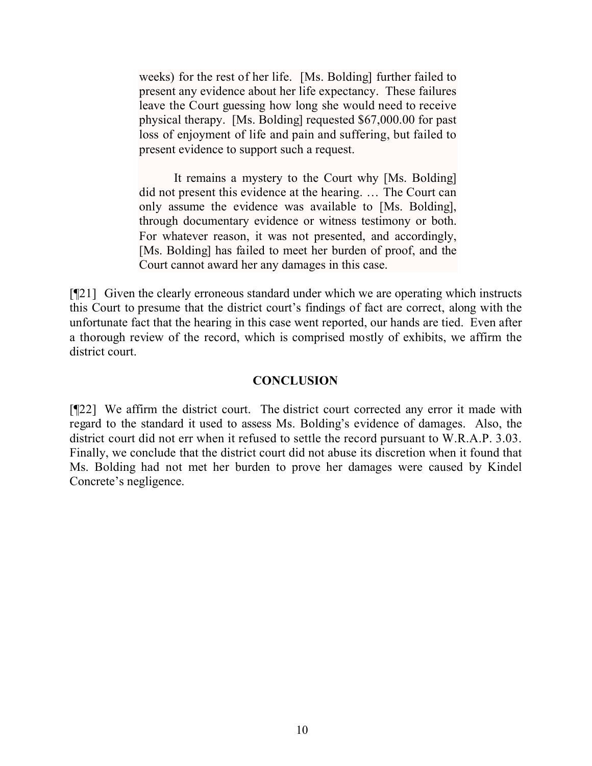> weeks) for the rest of her life. [Ms. Bolding] further failed to present any evidence about her life expectancy. These failures leave the Court guessing how long she would need to receive physical therapy. [Ms. Bolding] requested $67,000.00 for past loss of enjoyment of life and pain and suffering, but failed to present evidence to support such a request.
>
> It remains a mystery to the Court why [Ms. Bolding] did not present this evidence at the hearing. … The Court can only assume the evidence was available to [Ms. Bolding], through documentary evidence or witness testimony or both. For whatever reason, it was not presented, and accordingly, [Ms. Bolding] has failed to meet her burden of proof, and the Court cannot award her any damages in this case.

[¶21] Given the clearly erroneous standard under which we are operating which instructs this Court to presume that the district court's findings of fact are correct, along with the unfortunate fact that the hearing in this case went reported, our hands are tied. Even after a thorough review of the record, which is comprised mostly of exhibits, we affirm the district court.

## CONCLUSION

[¶22] We affirm the district court. The district court corrected any error it made with regard to the standard it used to assess Ms. Bolding's evidence of damages. Also, the district court did not err when it refused to settle the record pursuant to W.R.A.P. 3.03. Finally, we conclude that the district court did not abuse its discretion when it found that Ms. Bolding had not met her burden to prove her damages were caused by Kindel Concrete's negligence.